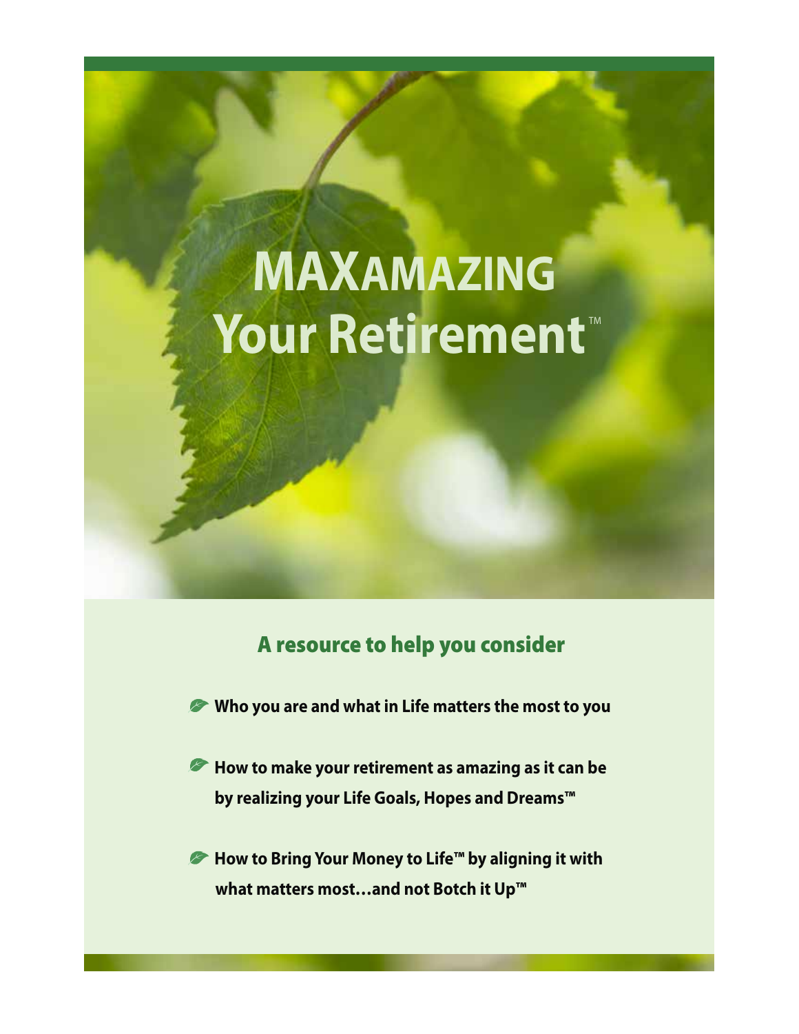# MAXAMAZING Your Retirement™

## A resource to help you consider

- Who you are and what in Life matters the most to you
- How to make your retirement as amazing as it can be by realizing your Life Goals, Hopes and Dreams™
- How to Bring Your Money to Life™ by aligning it with what matters most…and not Botch it Up™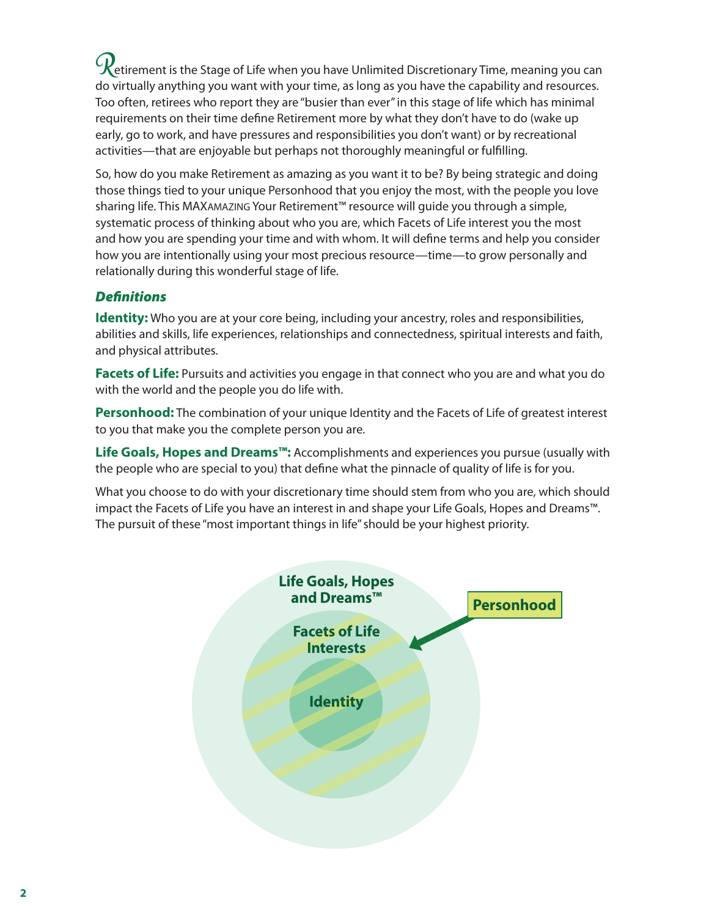Retirement is the Stage of Life when you have Unlimited Discretionary Time, meaning you can do virtually anything you want with your time, as long as you have the capability and resources. Too often, retirees who report they are "busier than ever" in this stage of life which has minimal requirements on their time define Retirement more by what they don't have to do (wake up early, go to work, and have pressures and responsibilities you don't want) or by recreational activities—that are enjoyable but perhaps not thoroughly meaningful or fulfilling.

So, how do you make Retirement as amazing as you want it to be? By being strategic and doing those things tied to your unique Personhood that you enjoy the most, with the people you love sharing life. This MAXAMAZING Your Retirement™ resource will guide you through a simple, systematic process of thinking about who you are, which Facets of Life interest you the most and how you are spending your time and with whom. It will define terms and help you consider how you are intentionally using your most precious resource—time—to grow personally and relationally during this wonderful stage of life.

### *Definitions*

**Identity:** Who you are at your core being, including your ancestry, roles and responsibilities, abilities and skills, life experiences, relationships and connectedness, spiritual interests and faith, and physical attributes.

**Facets of Life:** Pursuits and activities you engage in that connect who you are and what you do with the world and the people you do life with.

**Personhood:** The combination of your unique Identity and the Facets of Life of greatest interest to you that make you the complete person you are.

**Life Goals, Hopes and Dreams™:** Accomplishments and experiences you pursue (usually with the people who are special to you) that define what the pinnacle of quality of life is for you.

What you choose to do with your discretionary time should stem from who you are, which should impact the Facets of Life you have an interest in and shape your Life Goals, Hopes and Dreams™. The pursuit of these "most important things in life" should be your highest priority.

Life Goals, Hopes and Dreams™

Personhood

Facets of Life Interests

Identity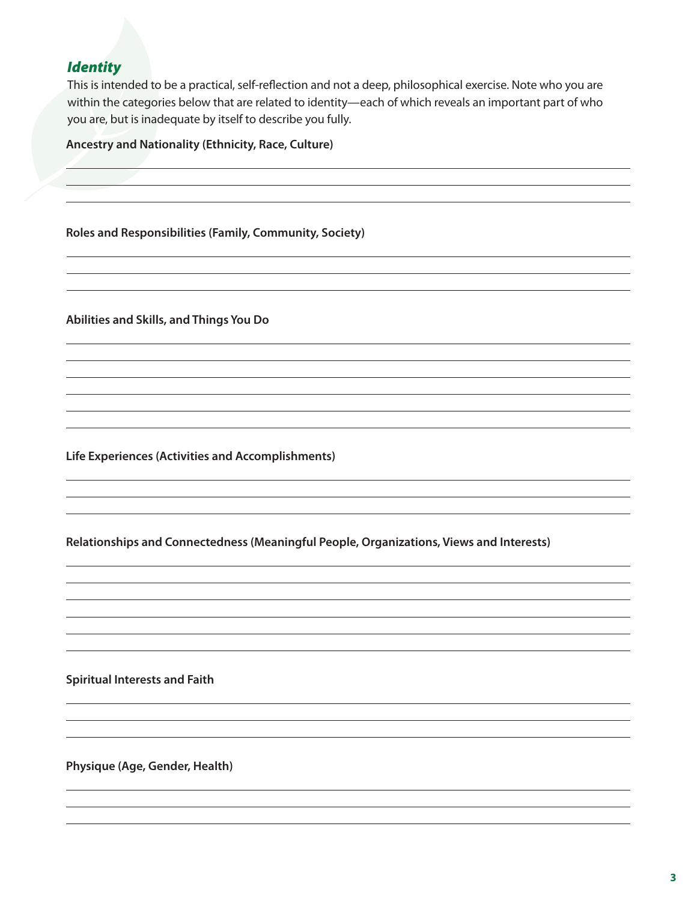## *Identity*

This is intended to be a practical, self-reflection and not a deep, philosophical exercise. Note who you are within the categories below that are related to identity—each of which reveals an important part of who you are, but is inadequate by itself to describe you fully.

**Ancestry and Nationality (Ethnicity, Race, Culture)**

**Roles and Responsibilities (Family, Community, Society)**

**Abilities and Skills, and Things You Do**

**Life Experiences (Activities and Accomplishments)**

**Relationships and Connectedness (Meaningful People, Organizations, Views and Interests)**

**Spiritual Interests and Faith**

**Physique (Age, Gender, Health)**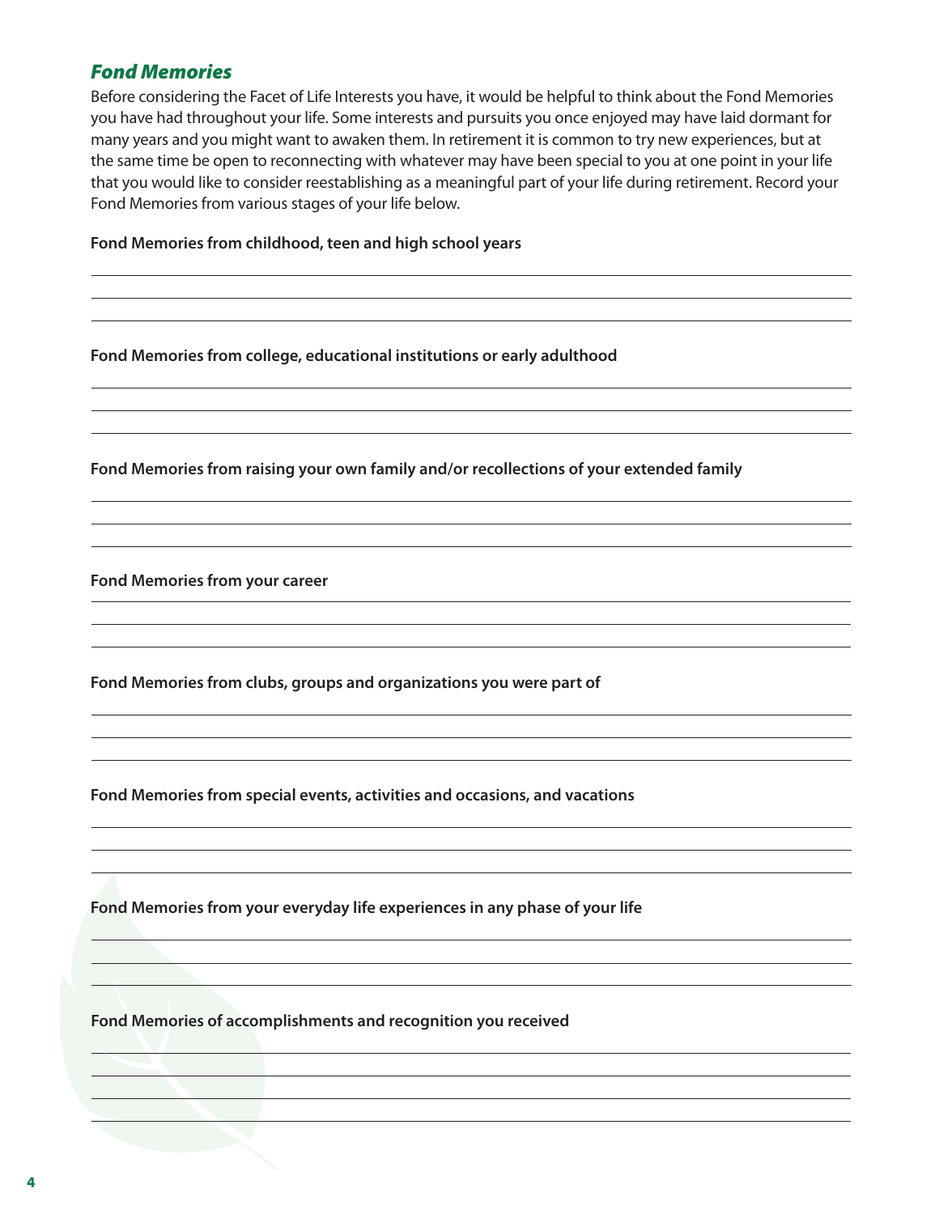## *Fond Memories*

Before considering the Facet of Life Interests you have, it would be helpful to think about the Fond Memories you have had throughout your life. Some interests and pursuits you once enjoyed may have laid dormant for many years and you might want to awaken them. In retirement it is common to try new experiences, but at the same time be open to reconnecting with whatever may have been special to you at one point in your life that you would like to consider reestablishing as a meaningful part of your life during retirement. Record your Fond Memories from various stages of your life below.

**Fond Memories from childhood, teen and high school years**

**Fond Memories from college, educational institutions or early adulthood**

**Fond Memories from raising your own family and/or recollections of your extended family**

**Fond Memories from your career**

**Fond Memories from clubs, groups and organizations you were part of**

**Fond Memories from special events, activities and occasions, and vacations**

**Fond Memories from your everyday life experiences in any phase of your life**

**Fond Memories of accomplishments and recognition you received**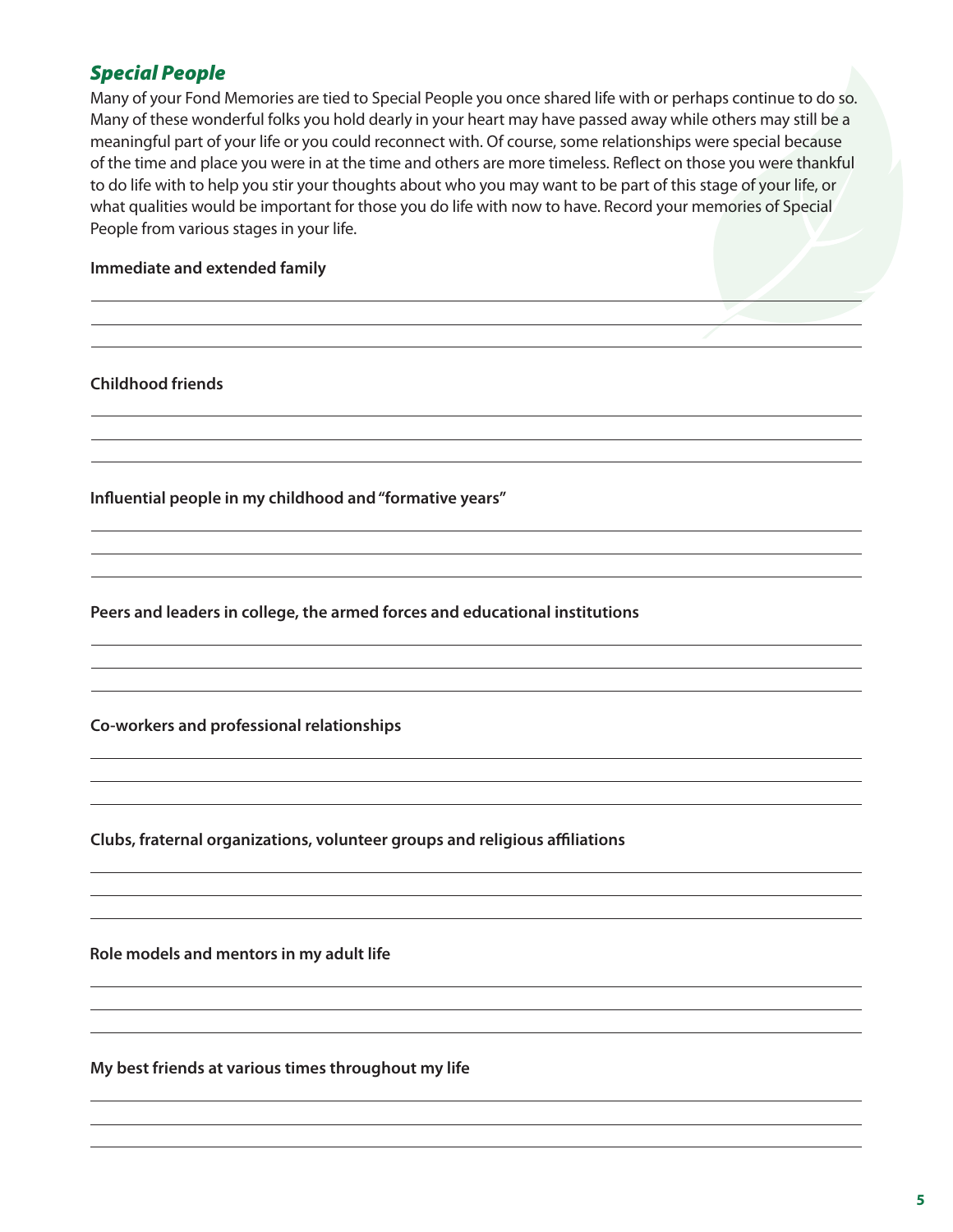## *Special People*

Many of your Fond Memories are tied to Special People you once shared life with or perhaps continue to do so. Many of these wonderful folks you hold dearly in your heart may have passed away while others may still be a meaningful part of your life or you could reconnect with. Of course, some relationships were special because of the time and place you were in at the time and others are more timeless. Reflect on those you were thankful to do life with to help you stir your thoughts about who you may want to be part of this stage of your life, or what qualities would be important for those you do life with now to have. Record your memories of Special People from various stages in your life.

**Immediate and extended family**

**Childhood friends**

**Influential people in my childhood and "formative years"**

**Peers and leaders in college, the armed forces and educational institutions**

**Co-workers and professional relationships**

**Clubs, fraternal organizations, volunteer groups and religious affiliations**

**Role models and mentors in my adult life**

**My best friends at various times throughout my life**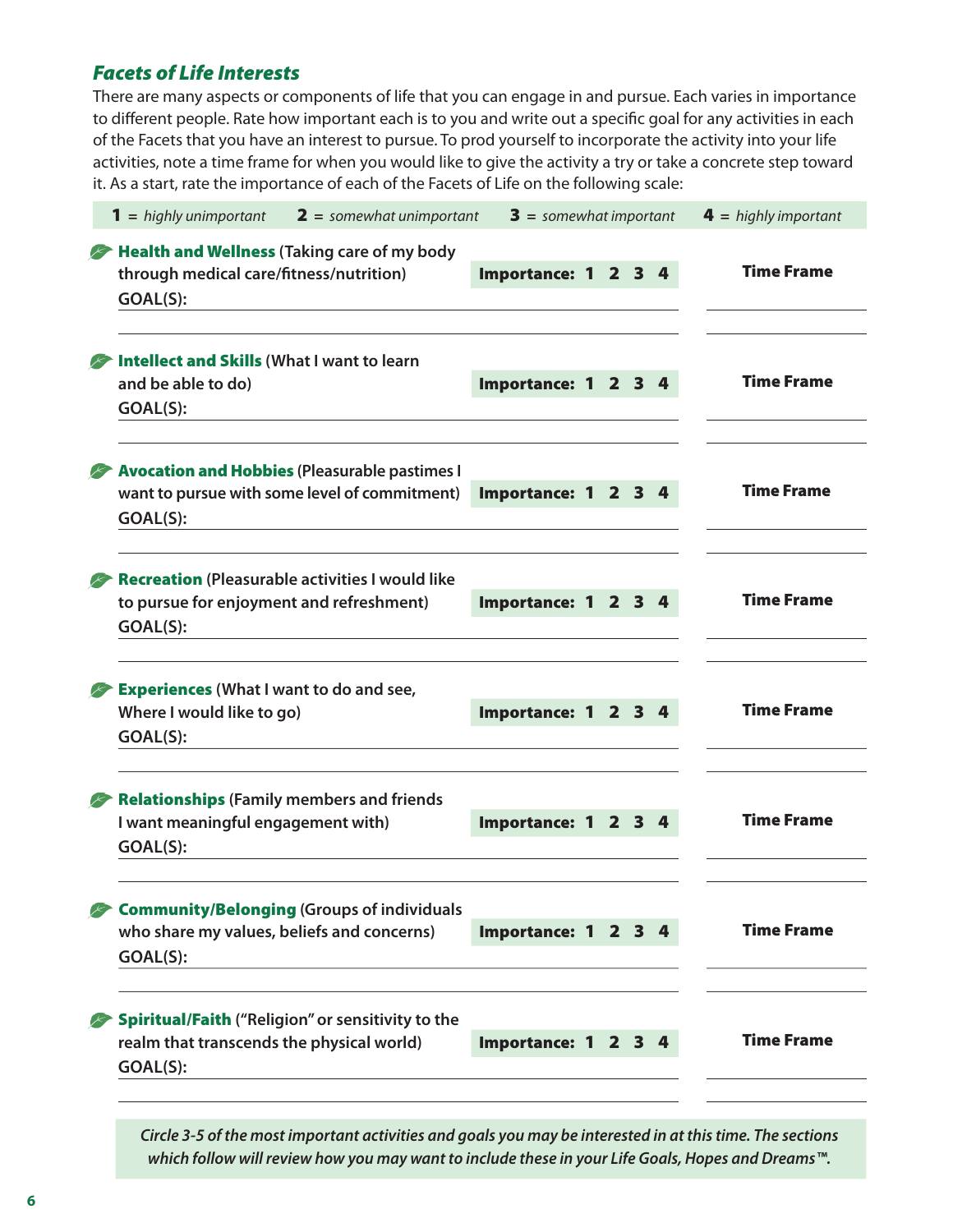### *Facets of Life Interests*

There are many aspects or components of life that you can engage in and pursue. Each varies in importance to different people. Rate how important each is to you and write out a specific goal for any activities in each of the Facets that you have an interest to pursue. To prod yourself to incorporate the activity into your life activities, note a time frame for when you would like to give the activity a try or take a concrete step toward it. As a start, rate the importance of each of the Facets of Life on the following scale:

**1** = *highly unimportant* **2** = *somewhat unimportant* **3** = *somewhat important* **4** = *highly important*

**Health and Wellness** (Taking care of my body through medical care/fitness/nutrition) — **Importance: 1 2 3 4** — **Time Frame**

GOAL(S): ____________________

**Intellect and Skills** (What I want to learn and be able to do) — **Importance: 1 2 3 4** — **Time Frame**

GOAL(S): ____________________

**Avocation and Hobbies** (Pleasurable pastimes I want to pursue with some level of commitment) — **Importance: 1 2 3 4** — **Time Frame**

GOAL(S): ____________________

**Recreation** (Pleasurable activities I would like to pursue for enjoyment and refreshment) — **Importance: 1 2 3 4** — **Time Frame**

GOAL(S): ____________________

**Experiences** (What I want to do and see, Where I would like to go) — **Importance: 1 2 3 4** — **Time Frame**

GOAL(S): ____________________

**Relationships** (Family members and friends I want meaningful engagement with) — **Importance: 1 2 3 4** — **Time Frame**

GOAL(S): ____________________

**Community/Belonging** (Groups of individuals who share my values, beliefs and concerns) — **Importance: 1 2 3 4** — **Time Frame**

GOAL(S): ____________________

**Spiritual/Faith** ("Religion" or sensitivity to the realm that transcends the physical world) — **Importance: 1 2 3 4** — **Time Frame**

GOAL(S): ____________________

*Circle 3-5 of the most important activities and goals you may be interested in at this time. The sections which follow will review how you may want to include these in your Life Goals, Hopes and Dreams™.*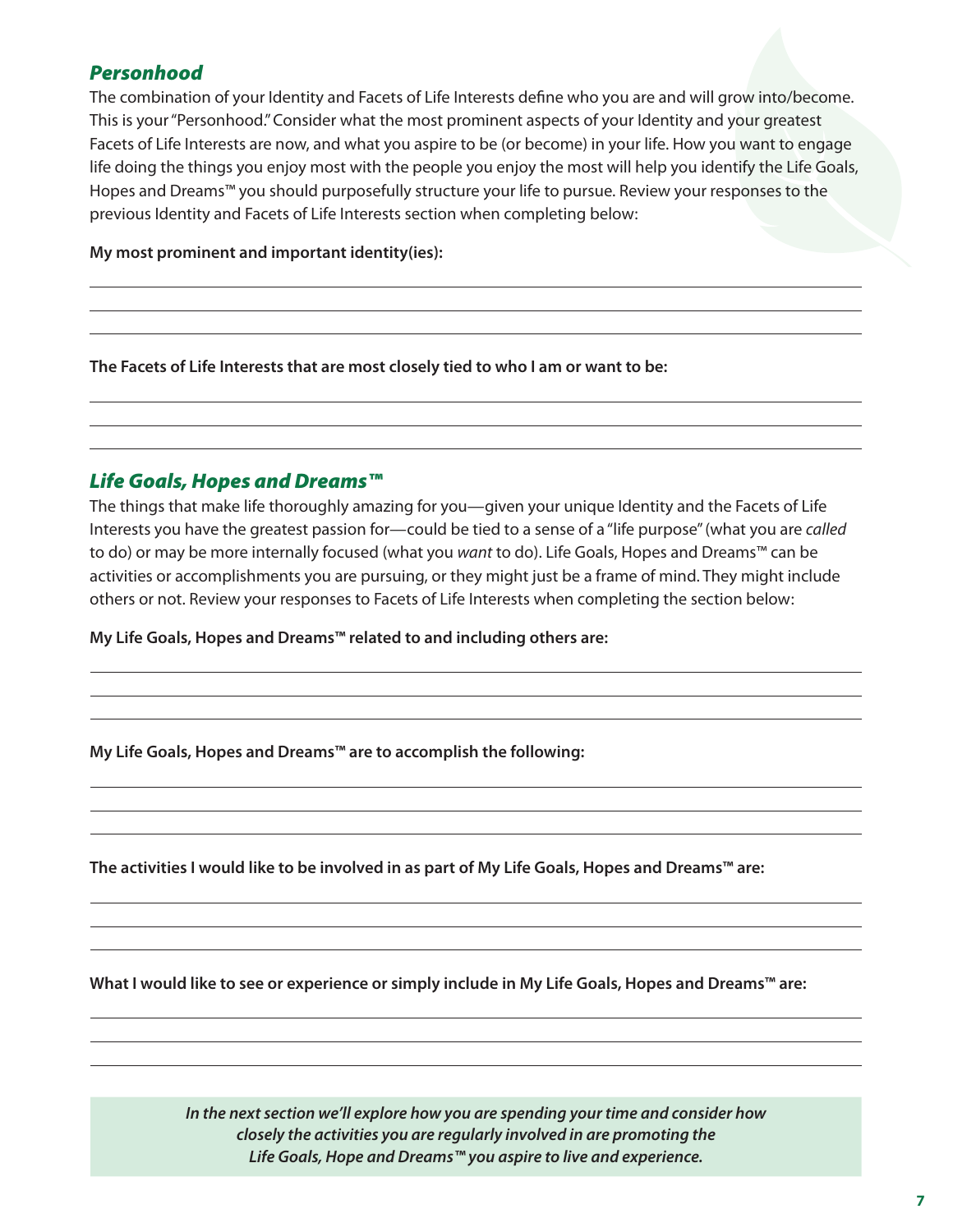## *Personhood*

The combination of your Identity and Facets of Life Interests define who you are and will grow into/become. This is your "Personhood." Consider what the most prominent aspects of your Identity and your greatest Facets of Life Interests are now, and what you aspire to be (or become) in your life. How you want to engage life doing the things you enjoy most with the people you enjoy the most will help you identify the Life Goals, Hopes and Dreams™ you should purposefully structure your life to pursue. Review your responses to the previous Identity and Facets of Life Interests section when completing below:

**My most prominent and important identity(ies):**

______________________________________________

______________________________________________

______________________________________________

**The Facets of Life Interests that are most closely tied to who I am or want to be:**

______________________________________________

______________________________________________

______________________________________________

## *Life Goals, Hopes and Dreams™*

The things that make life thoroughly amazing for you—given your unique Identity and the Facets of Life Interests you have the greatest passion for—could be tied to a sense of a "life purpose" (what you are *called* to do) or may be more internally focused (what you *want* to do). Life Goals, Hopes and Dreams™ can be activities or accomplishments you are pursuing, or they might just be a frame of mind. They might include others or not. Review your responses to Facets of Life Interests when completing the section below:

**My Life Goals, Hopes and Dreams™ related to and including others are:**

______________________________________________

______________________________________________

______________________________________________

**My Life Goals, Hopes and Dreams™ are to accomplish the following:**

______________________________________________

______________________________________________

______________________________________________

**The activities I would like to be involved in as part of My Life Goals, Hopes and Dreams™ are:**

______________________________________________

______________________________________________

______________________________________________

**What I would like to see or experience or simply include in My Life Goals, Hopes and Dreams™ are:**

______________________________________________

______________________________________________

______________________________________________

***In the next section we'll explore how you are spending your time and consider how closely the activities you are regularly involved in are promoting the Life Goals, Hope and Dreams™ you aspire to live and experience.***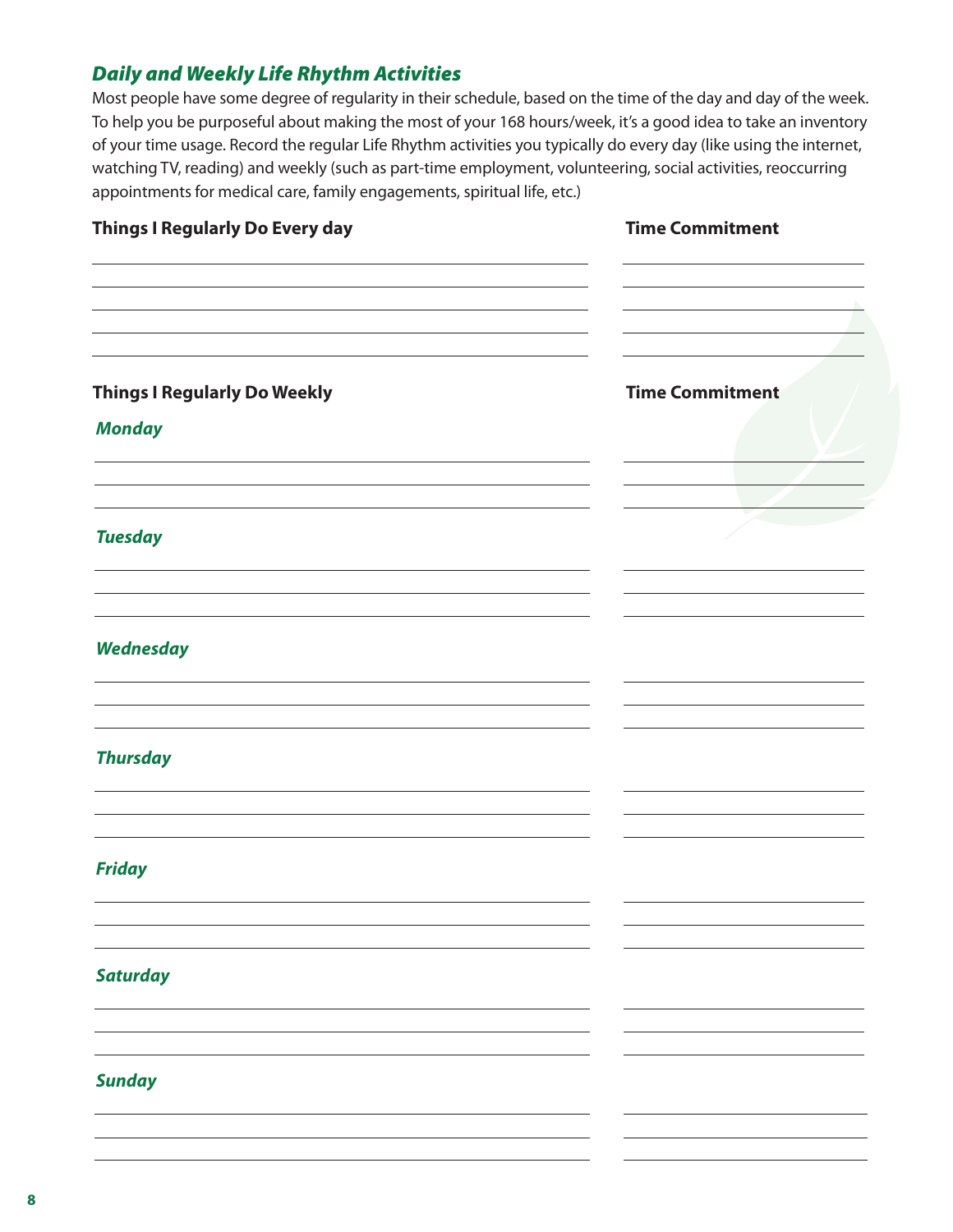## *Daily and Weekly Life Rhythm Activities*

Most people have some degree of regularity in their schedule, based on the time of the day and day of the week. To help you be purposeful about making the most of your 168 hours/week, it's a good idea to take an inventory of your time usage. Record the regular Life Rhythm activities you typically do every day (like using the internet, watching TV, reading) and weekly (such as part-time employment, volunteering, social activities, reoccurring appointments for medical care, family engagements, spiritual life, etc.)

| Things I Regularly Do Every day | Time Commitment |
| --- | --- |
| | |
| | |
| | |
| | |
| | |

| Things I Regularly Do Weekly | Time Commitment |
| --- | --- |
| ***Monday*** | |
| | |
| | |
| | |
| ***Tuesday*** | |
| | |
| | |
| | |
| ***Wednesday*** | |
| | |
| | |
| | |
| ***Thursday*** | |
| | |
| | |
| | |
| ***Friday*** | |
| | |
| | |
| | |
| ***Saturday*** | |
| | |
| | |
| | |
| ***Sunday*** | |
| | |
| | |
| | |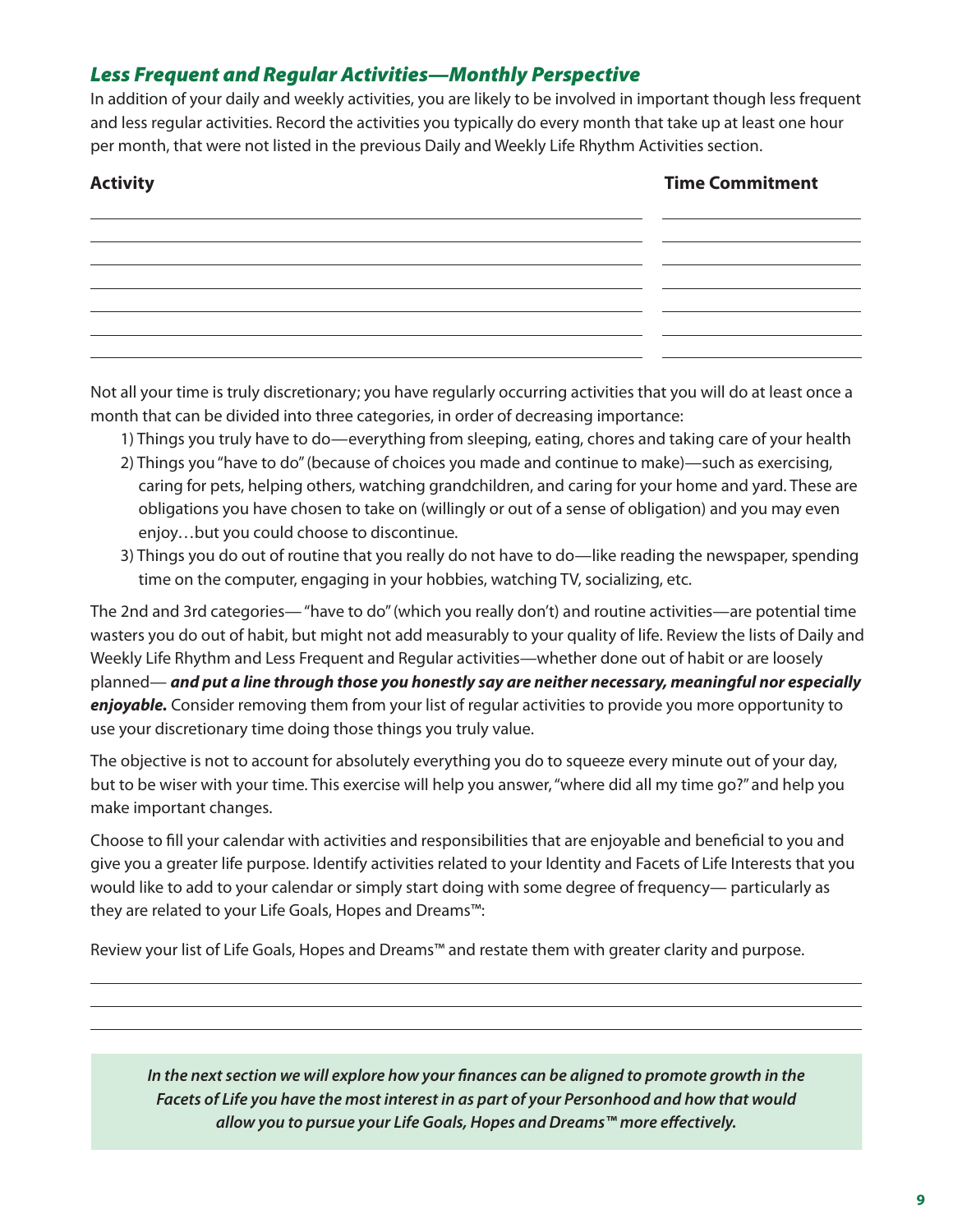### *Less Frequent and Regular Activities—Monthly Perspective*

In addition of your daily and weekly activities, you are likely to be involved in important though less frequent and less regular activities. Record the activities you typically do every month that take up at least one hour per month, that were not listed in the previous Daily and Weekly Life Rhythm Activities section.

| Activity | Time Commitment |
| --- | --- |
| | |
| | |
| | |
| | |
| | |
| | |
| | |

Not all your time is truly discretionary; you have regularly occurring activities that you will do at least once a month that can be divided into three categories, in order of decreasing importance:

1) Things you truly have to do—everything from sleeping, eating, chores and taking care of your health
2) Things you "have to do" (because of choices you made and continue to make)—such as exercising, caring for pets, helping others, watching grandchildren, and caring for your home and yard. These are obligations you have chosen to take on (willingly or out of a sense of obligation) and you may even enjoy…but you could choose to discontinue.
3) Things you do out of routine that you really do not have to do—like reading the newspaper, spending time on the computer, engaging in your hobbies, watching TV, socializing, etc.

The 2nd and 3rd categories— "have to do" (which you really don't) and routine activities—are potential time wasters you do out of habit, but might not add measurably to your quality of life. Review the lists of Daily and Weekly Life Rhythm and Less Frequent and Regular activities—whether done out of habit or are loosely planned— ***and put a line through those you honestly say are neither necessary, meaningful nor especially enjoyable.*** Consider removing them from your list of regular activities to provide you more opportunity to use your discretionary time doing those things you truly value.

The objective is not to account for absolutely everything you do to squeeze every minute out of your day, but to be wiser with your time. This exercise will help you answer, "where did all my time go?" and help you make important changes.

Choose to fill your calendar with activities and responsibilities that are enjoyable and beneficial to you and give you a greater life purpose. Identify activities related to your Identity and Facets of Life Interests that you would like to add to your calendar or simply start doing with some degree of frequency— particularly as they are related to your Life Goals, Hopes and Dreams™:

Review your list of Life Goals, Hopes and Dreams™ and restate them with greater clarity and purpose.

\_\_\_\_\_\_\_\_\_\_\_\_\_\_\_\_\_\_\_\_\_\_\_\_\_\_\_\_\_\_\_\_\_\_\_\_\_\_\_\_\_\_\_\_\_\_\_\_\_\_\_\_\_\_\_\_\_\_\_\_\_\_\_\_\_\_\_\_\_\_\_\_

\_\_\_\_\_\_\_\_\_\_\_\_\_\_\_\_\_\_\_\_\_\_\_\_\_\_\_\_\_\_\_\_\_\_\_\_\_\_\_\_\_\_\_\_\_\_\_\_\_\_\_\_\_\_\_\_\_\_\_\_\_\_\_\_\_\_\_\_\_\_\_\_

\_\_\_\_\_\_\_\_\_\_\_\_\_\_\_\_\_\_\_\_\_\_\_\_\_\_\_\_\_\_\_\_\_\_\_\_\_\_\_\_\_\_\_\_\_\_\_\_\_\_\_\_\_\_\_\_\_\_\_\_\_\_\_\_\_\_\_\_\_\_\_\_

***In the next section we will explore how your finances can be aligned to promote growth in the Facets of Life you have the most interest in as part of your Personhood and how that would allow you to pursue your Life Goals, Hopes and Dreams™ more effectively.***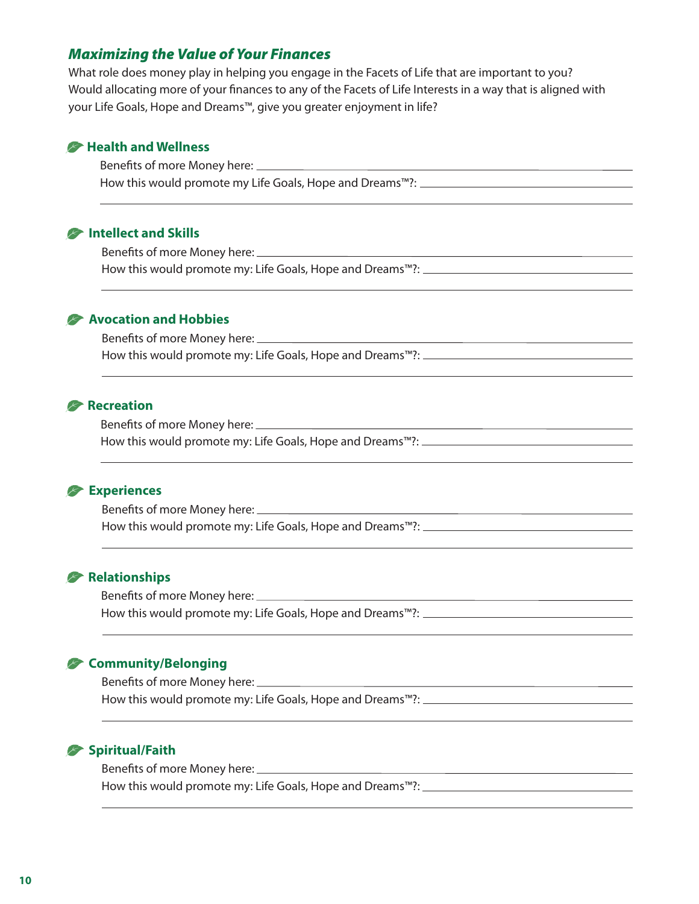## *Maximizing the Value of Your Finances*

What role does money play in helping you engage in the Facets of Life that are important to you? Would allocating more of your finances to any of the Facets of Life Interests in a way that is aligned with your Life Goals, Hope and Dreams™, give you greater enjoyment in life?

### Health and Wellness

Benefits of more Money here: ______________________________

How this would promote my Life Goals, Hope and Dreams™?: ______________________________

______________________________

### Intellect and Skills

Benefits of more Money here: ______________________________

How this would promote my: Life Goals, Hope and Dreams™?: ______________________________

______________________________

### Avocation and Hobbies

Benefits of more Money here: ______________________________

How this would promote my: Life Goals, Hope and Dreams™?: ______________________________

______________________________

### Recreation

Benefits of more Money here: ______________________________

How this would promote my: Life Goals, Hope and Dreams™?: ______________________________

______________________________

### Experiences

Benefits of more Money here: ______________________________

How this would promote my: Life Goals, Hope and Dreams™?: ______________________________

______________________________

### Relationships

Benefits of more Money here: ______________________________

How this would promote my: Life Goals, Hope and Dreams™?: ______________________________

______________________________

### Community/Belonging

Benefits of more Money here: ______________________________

How this would promote my: Life Goals, Hope and Dreams™?: ______________________________

______________________________

### Spiritual/Faith

Benefits of more Money here: ______________________________

How this would promote my: Life Goals, Hope and Dreams™?: ______________________________

______________________________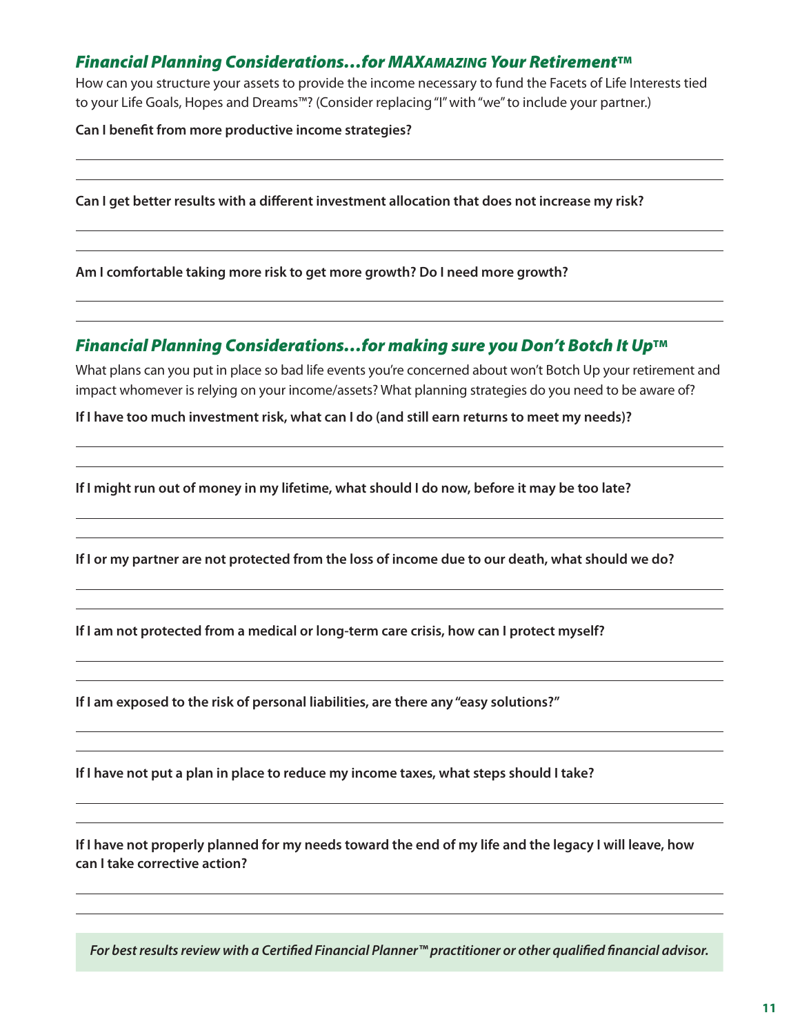## *Financial Planning Considerations…for MAXAMAZING Your Retirement™*

How can you structure your assets to provide the income necessary to fund the Facets of Life Interests tied to your Life Goals, Hopes and Dreams™? (Consider replacing "I" with "we" to include your partner.)

**Can I benefit from more productive income strategies?**

**Can I get better results with a different investment allocation that does not increase my risk?**

**Am I comfortable taking more risk to get more growth? Do I need more growth?**

## *Financial Planning Considerations…for making sure you Don't Botch It Up™*

What plans can you put in place so bad life events you're concerned about won't Botch Up your retirement and impact whomever is relying on your income/assets? What planning strategies do you need to be aware of?

**If I have too much investment risk, what can I do (and still earn returns to meet my needs)?**

**If I might run out of money in my lifetime, what should I do now, before it may be too late?**

**If I or my partner are not protected from the loss of income due to our death, what should we do?**

**If I am not protected from a medical or long-term care crisis, how can I protect myself?**

**If I am exposed to the risk of personal liabilities, are there any "easy solutions?"**

**If I have not put a plan in place to reduce my income taxes, what steps should I take?**

**If I have not properly planned for my needs toward the end of my life and the legacy I will leave, how can I take corrective action?**

***For best results review with a Certified Financial Planner™ practitioner or other qualified financial advisor.***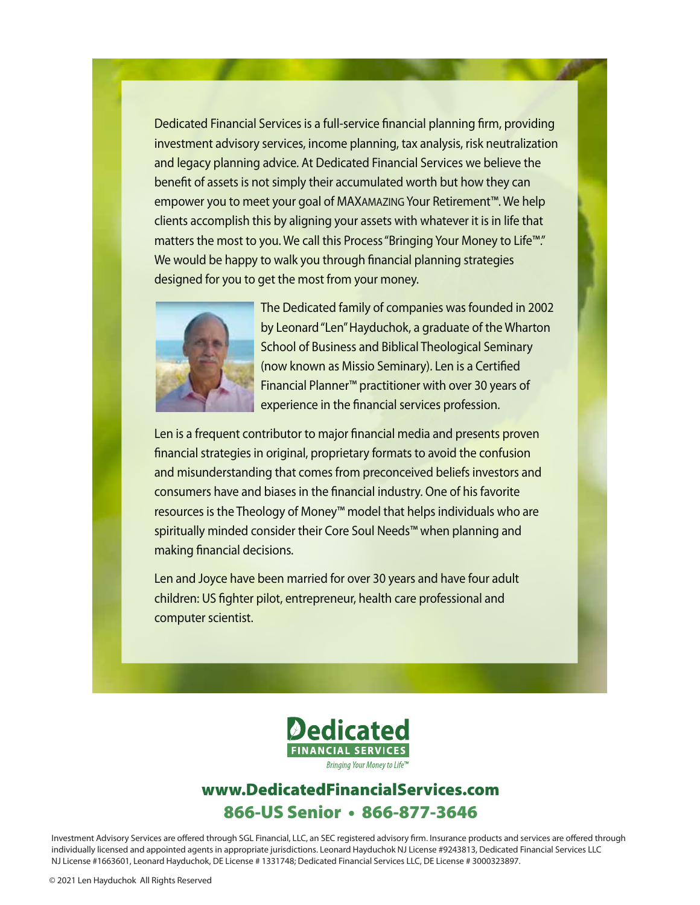Dedicated Financial Services is a full-service financial planning firm, providing investment advisory services, income planning, tax analysis, risk neutralization and legacy planning advice. At Dedicated Financial Services we believe the benefit of assets is not simply their accumulated worth but how they can empower you to meet your goal of MAXAMAZING Your Retirement™. We help clients accomplish this by aligning your assets with whatever it is in life that matters the most to you. We call this Process "Bringing Your Money to Life™." We would be happy to walk you through financial planning strategies designed for you to get the most from your money.

The Dedicated family of companies was founded in 2002 by Leonard "Len" Hayduchok, a graduate of the Wharton School of Business and Biblical Theological Seminary (now known as Missio Seminary). Len is a Certified Financial Planner™ practitioner with over 30 years of experience in the financial services profession.

Len is a frequent contributor to major financial media and presents proven financial strategies in original, proprietary formats to avoid the confusion and misunderstanding that comes from preconceived beliefs investors and consumers have and biases in the financial industry. One of his favorite resources is the Theology of Money™ model that helps individuals who are spiritually minded consider their Core Soul Needs™ when planning and making financial decisions.

Len and Joyce have been married for over 30 years and have four adult children: US fighter pilot, entrepreneur, health care professional and computer scientist.

**Dedicated**
**FINANCIAL SERVICES**
*Bringing Your Money to Life™*

**www.DedicatedFinancialServices.com**
**866-US Senior • 866-877-3646**

Investment Advisory Services are offered through SGL Financial, LLC, an SEC registered advisory firm. Insurance products and services are offered through individually licensed and appointed agents in appropriate jurisdictions. Leonard Hayduchok NJ License #9243813, Dedicated Financial Services LLC NJ License #1663601, Leonard Hayduchok, DE License # 1331748; Dedicated Financial Services LLC, DE License # 3000323897.

© 2021 Len Hayduchok All Rights Reserved